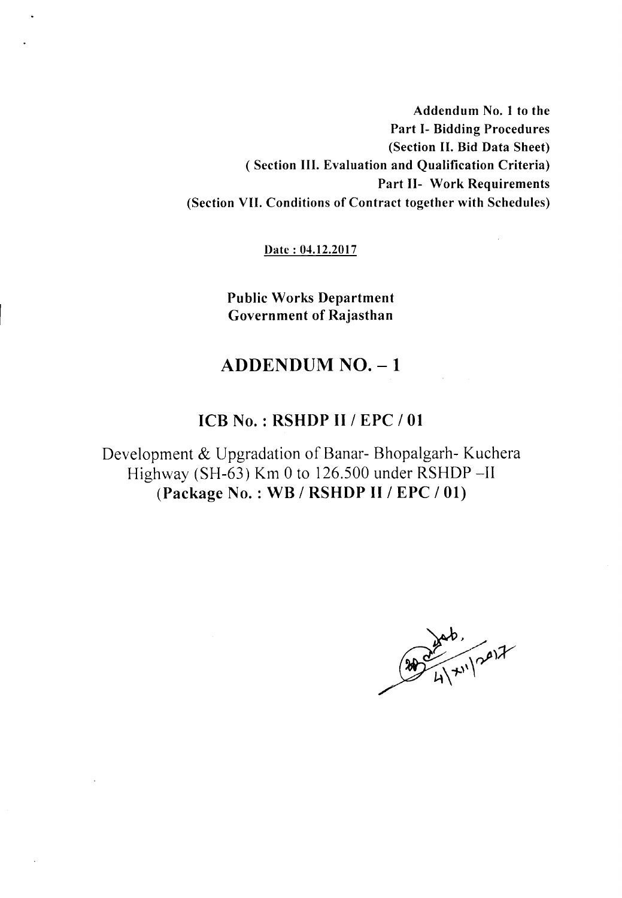**Addendum No. 1 to the**
**Part I- Bidding Procedures**
**(Section II. Bid Data Sheet)**
**( Section III. Evaluation and Qualification Criteria)**
**Part II- Work Requirements**
**(Section VII. Conditions of Contract together with Schedules)**

Date : 04.12.2017

**Public Works Department**
**Government of Rajasthan**

# ADDENDUM NO. – 1

## ICB No. : RSHDP II / EPC / 01

Development & Upgradation of Banar- Bhopalgarh- Kuchera Highway (SH-63) Km 0 to 126.500 under RSHDP –II
**(Package No. : WB / RSHDP II / EPC / 01)**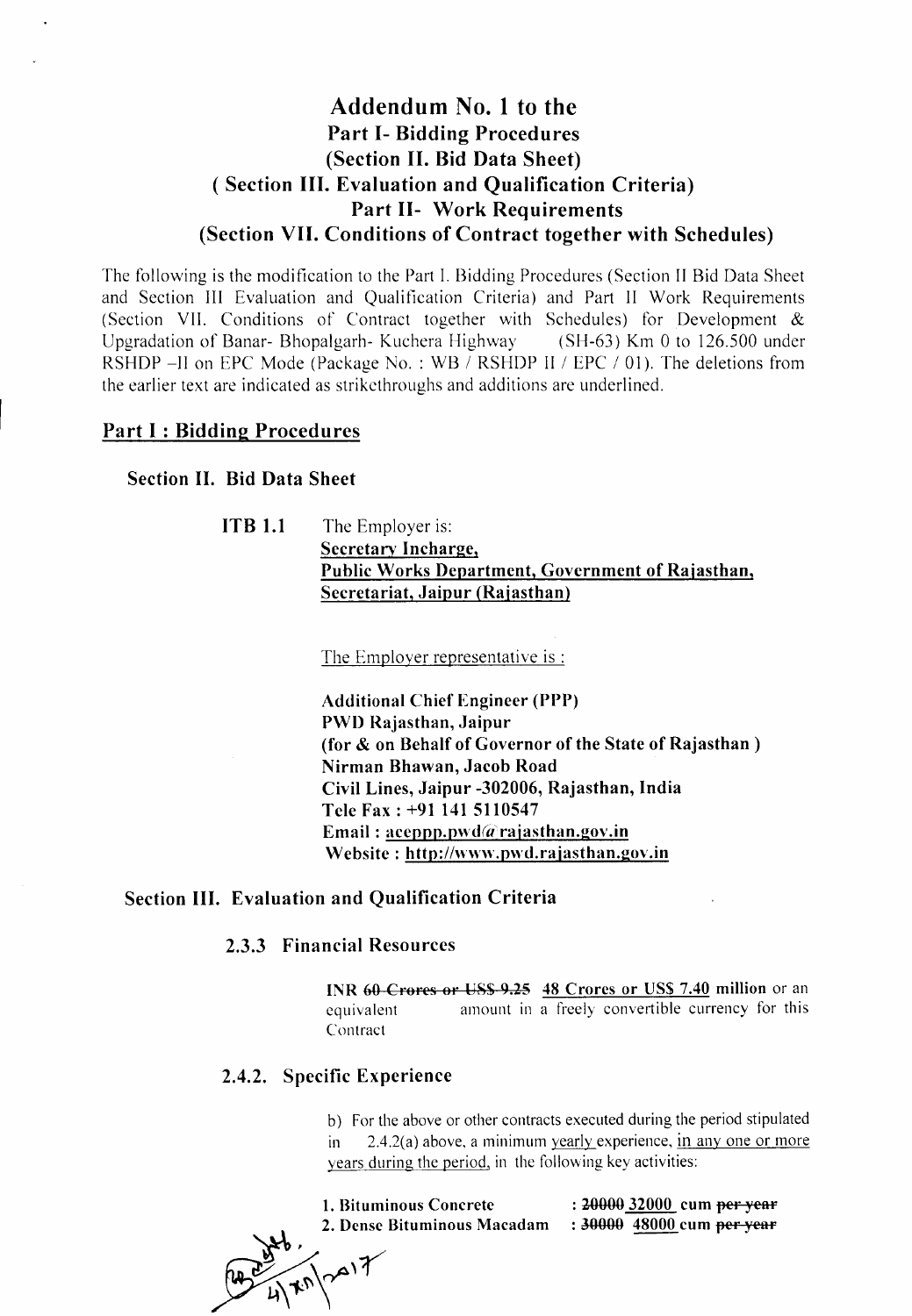# Addendum No. 1 to the
## Part I- Bidding Procedures
## (Section II. Bid Data Sheet)
## ( Section III. Evaluation and Qualification Criteria)
## Part II- Work Requirements
## (Section VII. Conditions of Contract together with Schedules)

The following is the modification to the Part I. Bidding Procedures (Section II Bid Data Sheet and Section III Evaluation and Qualification Criteria) and Part II Work Requirements (Section VII. Conditions of Contract together with Schedules) for Development & Upgradation of Banar- Bhopalgarh- Kuchera Highway (SH-63) Km 0 to 126.500 under RSHDP –II on EPC Mode (Package No. : WB / RSHDP II / EPC / 01). The deletions from the earlier text are indicated as strikethroughs and additions are underlined.

## Part I : Bidding Procedures

### Section II. Bid Data Sheet

**ITB 1.1** The Employer is:
**<u>Secretary Incharge,</u>**
**<u>Public Works Department, Government of Rajasthan,</u>**
**<u>Secretariat, Jaipur (Rajasthan)</u>**

<u>The Employer representative is :</u>

**Additional Chief Engineer (PPP)**
**PWD Rajasthan, Jaipur**
**(for & on Behalf of Governor of the State of Rajasthan )**
**Nirman Bhawan, Jacob Road**
**Civil Lines, Jaipur -302006, Rajasthan, India**
**Tele Fax : +91 141 5110547**
**Email : <u>aceppp.pwd@rajasthan.gov.in</u>**
**Website : <u>http://www.pwd.rajasthan.gov.in</u>**

### Section III. Evaluation and Qualification Criteria

#### 2.3.3 Financial Resources

**INR ~~60 Crores or US$ 9.25~~ <u>48 Crores or US$ 7.40</u> million** or an equivalent amount in a freely convertible currency for this Contract

#### 2.4.2. Specific Experience

b) For the above or other contracts executed during the period stipulated in 2.4.2(a) above, a minimum <u>yearly</u> experience, <u>in any one or more years during the period,</u> in the following key activities:

**1. Bituminous Concrete** : **~~20000~~ <u>32000</u> cum ~~per year~~**
**2. Dense Bituminous Macadam** : **~~30000~~ <u>48000</u> cum ~~per year~~**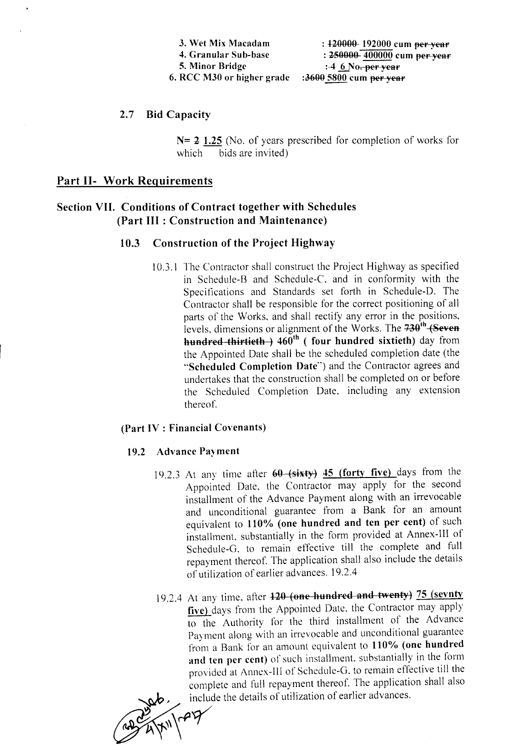3. Wet Mix Macadam : ~~120000~~ 192000 cum ~~per year~~
4. Granular Sub-base : ~~250000~~ 400000 cum ~~per year~~
5. Minor Bridge : ~~4~~ 6 No. ~~per year~~
6. RCC M30 or higher grade : ~~3600~~ 5800 cum ~~per year~~

### 2.7 Bid Capacity

N= ~~2~~ 1.25 (No. of years prescribed for completion of works for which bids are invited)

## Part II- Work Requirements

## Section VII. Conditions of Contract together with Schedules (Part III : Construction and Maintenance)

### 10.3 Construction of the Project Highway

10.3.1 The Contractor shall construct the Project Highway as specified in Schedule-B and Schedule-C, and in conformity with the Specifications and Standards set forth in Schedule-D. The Contractor shall be responsible for the correct positioning of all parts of the Works, and shall rectify any error in the positions, levels, dimensions or alignment of the Works. The ~~730th (Seven hundred thirtieth)~~ **460th ( four hundred sixtieth)** day from the Appointed Date shall be the scheduled completion date (the "**Scheduled Completion Date**") and the Contractor agrees and undertakes that the construction shall be completed on or before the Scheduled Completion Date, including any extension thereof.

### (Part IV : Financial Covenants)

#### 19.2 Advance Payment

19.2.3 At any time after ~~60 (sixty)~~ **45 (forty five)** days from the Appointed Date, the Contractor may apply for the second installment of the Advance Payment along with an irrevocable and unconditional guarantee from a Bank for an amount equivalent to **110% (one hundred and ten per cent)** of such installment, substantially in the form provided at Annex-III of Schedule-G, to remain effective till the complete and full repayment thereof. The application shall also include the details of utilization of earlier advances. 19.2.4

19.2.4 At any time, after ~~120 (one hundred and twenty)~~ **75 (sevnty five)** days from the Appointed Date, the Contractor may apply to the Authority for the third installment of the Advance Payment along with an irrevocable and unconditional guarantee from a Bank for an amount equivalent to **110% (one hundred and ten per cent)** of such installment, substantially in the form provided at Annex-III of Schedule-G, to remain effective till the complete and full repayment thereof. The application shall also include the details of utilization of earlier advances.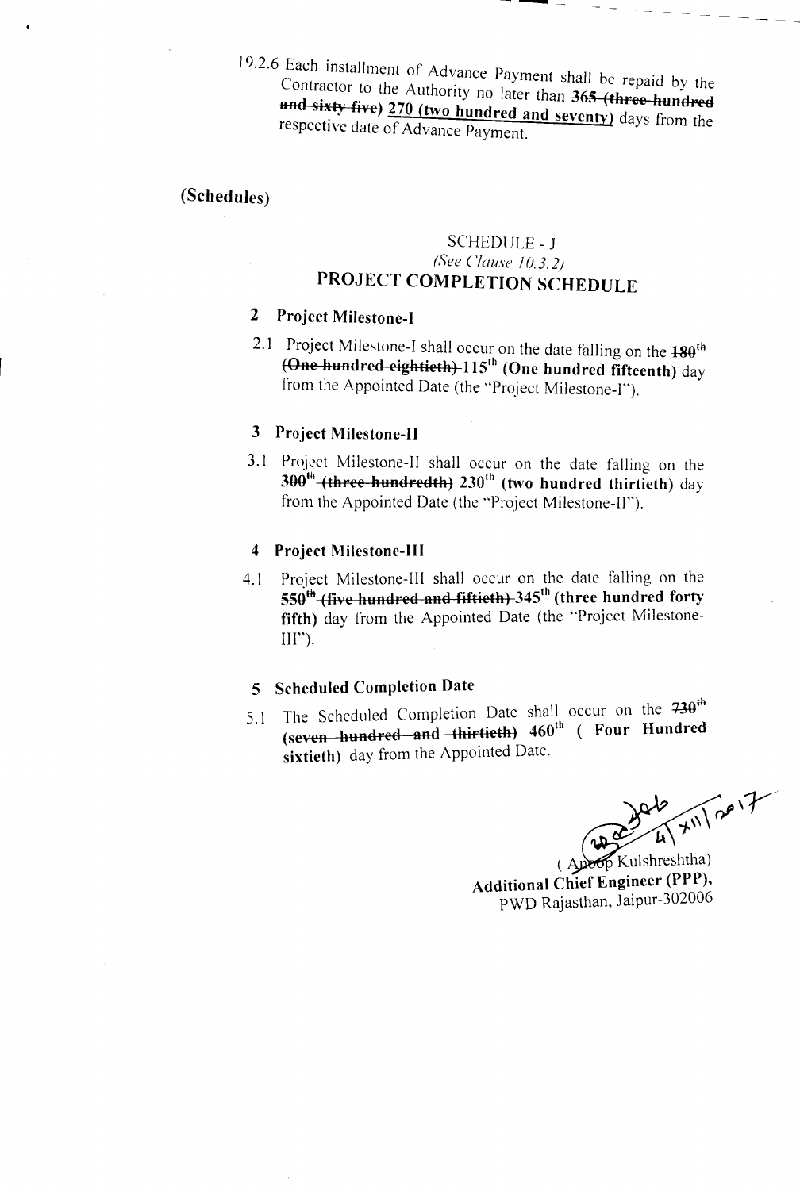19.2.6 Each installment of Advance Payment shall be repaid by the Contractor to the Authority no later than ~~**365 (three hundred and sixty five)**~~ **<u>270 (two hundred and seventy)</u>** days from the respective date of Advance Payment.

**(Schedules)**

SCHEDULE - J

*(See Clause 10.3.2)*

## PROJECT COMPLETION SCHEDULE

### 2 Project Milestone-I

2.1 Project Milestone-I shall occur on the date falling on the ~~**180th (One hundred eightieth)**~~ **115th (One hundred fifteenth)** day from the Appointed Date (the "Project Milestone-I").

### 3 Project Milestone-II

3.1 Project Milestone-II shall occur on the date falling on the ~~**300th (three hundredth)**~~ **230th (two hundred thirtieth)** day from the Appointed Date (the "Project Milestone-II").

### 4 Project Milestone-III

4.1 Project Milestone-III shall occur on the date falling on the ~~**550th (five hundred and fiftieth)**~~ **345th (three hundred forty fifth)** day from the Appointed Date (the "Project Milestone-III").

### 5 Scheduled Completion Date

5.1 The Scheduled Completion Date shall occur on the ~~**730th (seven hundred and thirtieth)**~~ **460th ( Four Hundred sixtieth)** day from the Appointed Date.

4/XII/2017

( Anoop Kulshreshtha)

**Additional Chief Engineer (PPP),**

PWD Rajasthan, Jaipur-302006